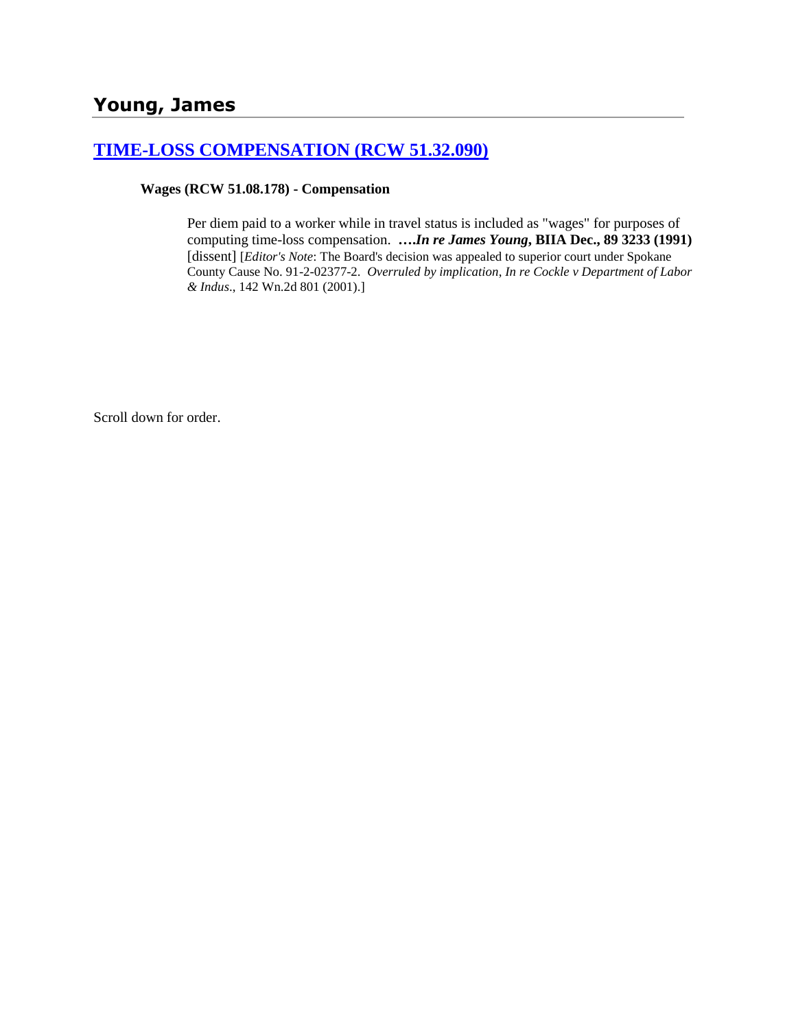## Young, James

### [TIME-LOSS COMPENSATION (RCW 51.32.090)]

**Wages (RCW 51.08.178) - Compensation**

Per diem paid to a worker while in travel status is included as "wages" for purposes of computing time-loss compensation. ***….In re James Young*, BIIA Dec., 89 3233 (1991)** [dissent] [*Editor's Note*: The Board's decision was appealed to superior court under Spokane County Cause No. 91-2-02377-2. *Overruled by implication*, *In re Cockle v Department of Labor & Indus*., 142 Wn.2d 801 (2001).]

Scroll down for order.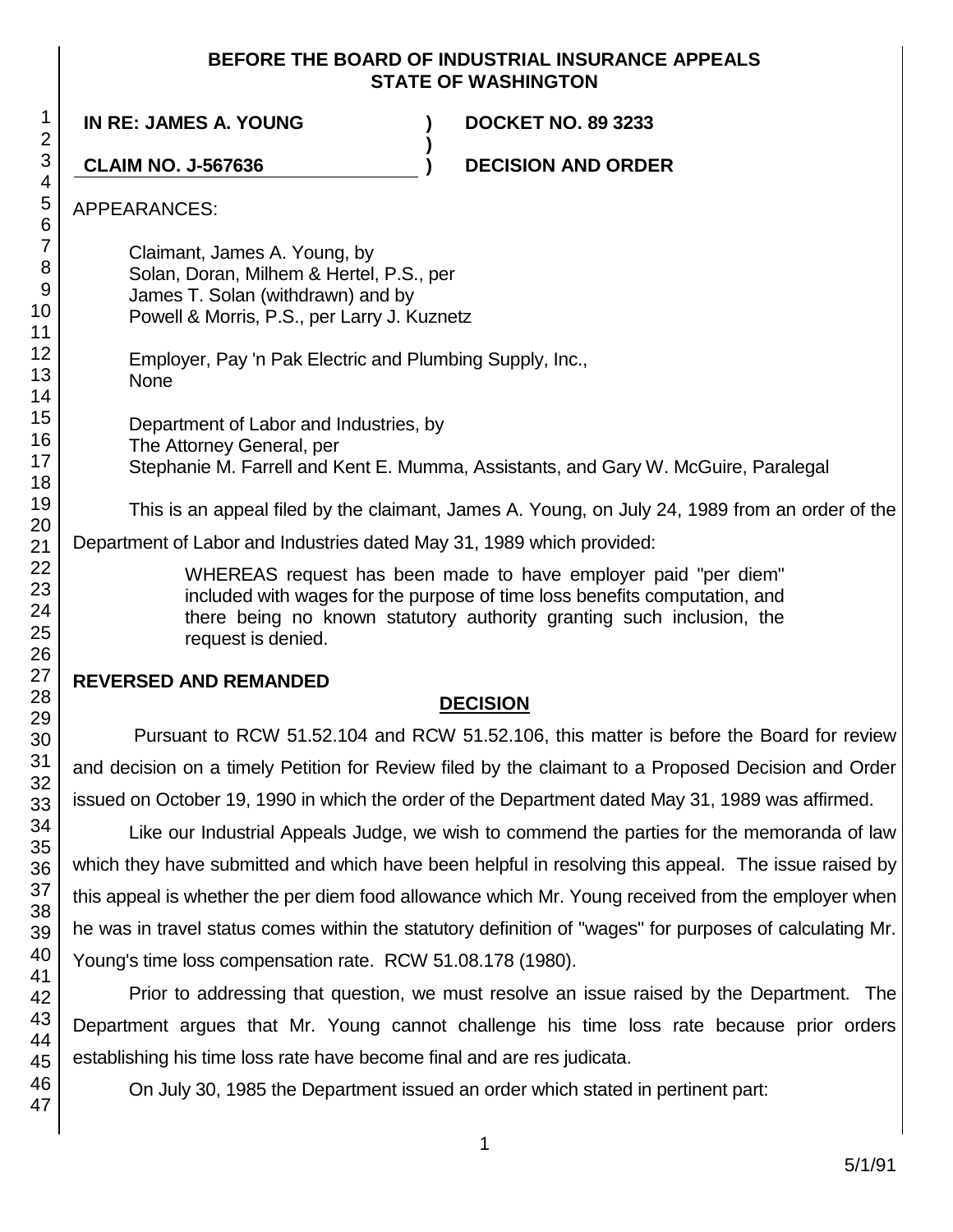**BEFORE THE BOARD OF INDUSTRIAL INSURANCE APPEALS**
**STATE OF WASHINGTON**

| | | |
|---|---|---|
| **IN RE: JAMES A. YOUNG** | **)** | **DOCKET NO. 89 3233** |
| | **)** | |
| **CLAIM NO. J-567636** | **)** | **DECISION AND ORDER** |

APPEARANCES:

Claimant, James A. Young, by
Solan, Doran, Milhem & Hertel, P.S., per
James T. Solan (withdrawn) and by
Powell & Morris, P.S., per Larry J. Kuznetz

Employer, Pay 'n Pak Electric and Plumbing Supply, Inc.,
None

Department of Labor and Industries, by
The Attorney General, per
Stephanie M. Farrell and Kent E. Mumma, Assistants, and Gary W. McGuire, Paralegal

This is an appeal filed by the claimant, James A. Young, on July 24, 1989 from an order of the Department of Labor and Industries dated May 31, 1989 which provided:

> WHEREAS request has been made to have employer paid "per diem" included with wages for the purpose of time loss benefits computation, and there being no known statutory authority granting such inclusion, the request is denied.

**REVERSED AND REMANDED**

## DECISION

Pursuant to RCW 51.52.104 and RCW 51.52.106, this matter is before the Board for review and decision on a timely Petition for Review filed by the claimant to a Proposed Decision and Order issued on October 19, 1990 in which the order of the Department dated May 31, 1989 was affirmed.

Like our Industrial Appeals Judge, we wish to commend the parties for the memoranda of law which they have submitted and which have been helpful in resolving this appeal. The issue raised by this appeal is whether the per diem food allowance which Mr. Young received from the employer when he was in travel status comes within the statutory definition of "wages" for purposes of calculating Mr. Young's time loss compensation rate. RCW 51.08.178 (1980).

Prior to addressing that question, we must resolve an issue raised by the Department. The Department argues that Mr. Young cannot challenge his time loss rate because prior orders establishing his time loss rate have become final and are res judicata.

On July 30, 1985 the Department issued an order which stated in pertinent part: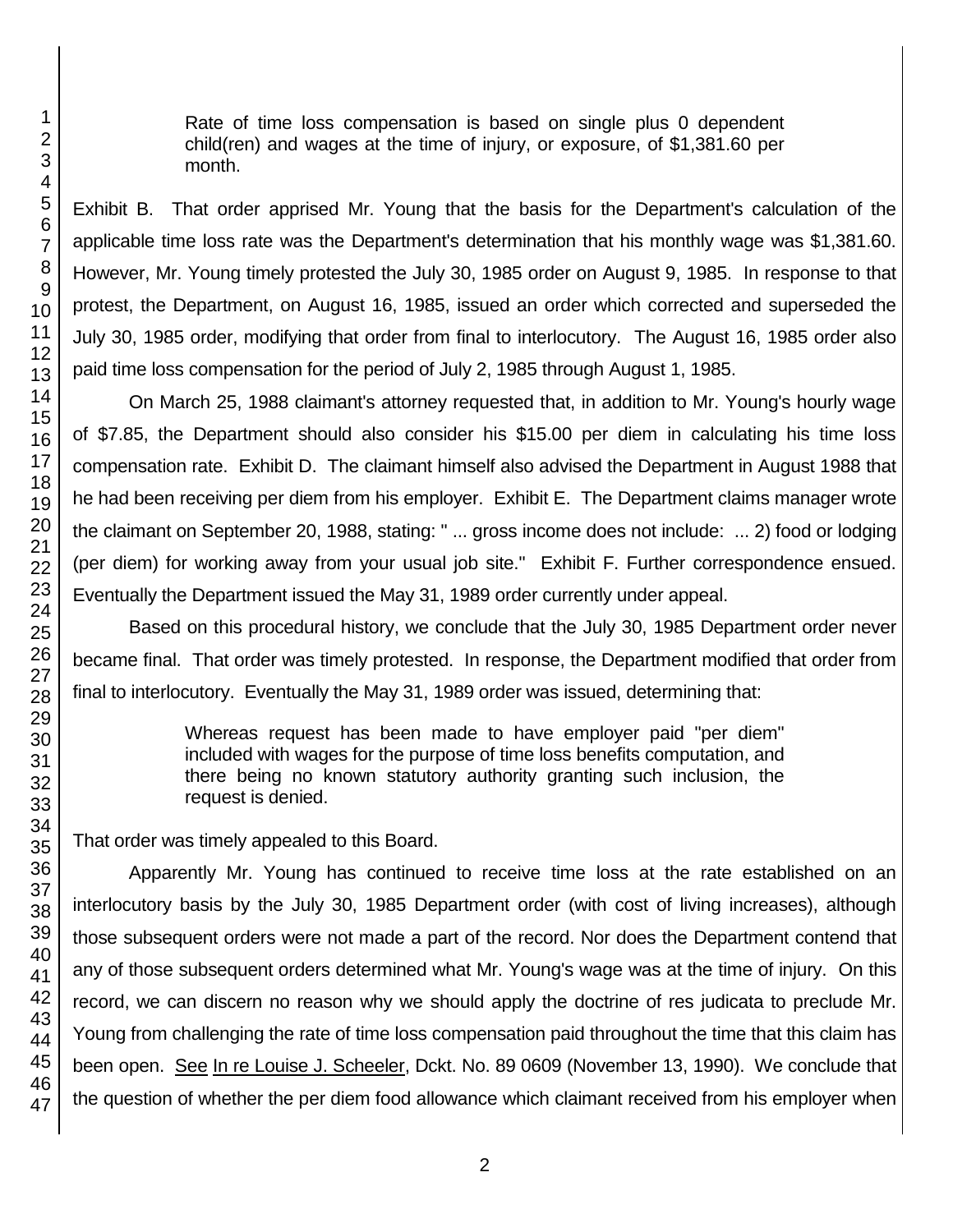> Rate of time loss compensation is based on single plus 0 dependent child(ren) and wages at the time of injury, or exposure, of $1,381.60 per month.

Exhibit B. That order apprised Mr. Young that the basis for the Department's calculation of the applicable time loss rate was the Department's determination that his monthly wage was $1,381.60. However, Mr. Young timely protested the July 30, 1985 order on August 9, 1985. In response to that protest, the Department, on August 16, 1985, issued an order which corrected and superseded the July 30, 1985 order, modifying that order from final to interlocutory. The August 16, 1985 order also paid time loss compensation for the period of July 2, 1985 through August 1, 1985.

On March 25, 1988 claimant's attorney requested that, in addition to Mr. Young's hourly wage of $7.85, the Department should also consider his $15.00 per diem in calculating his time loss compensation rate. Exhibit D. The claimant himself also advised the Department in August 1988 that he had been receiving per diem from his employer. Exhibit E. The Department claims manager wrote the claimant on September 20, 1988, stating: " ... gross income does not include: ... 2) food or lodging (per diem) for working away from your usual job site." Exhibit F. Further correspondence ensued. Eventually the Department issued the May 31, 1989 order currently under appeal.

Based on this procedural history, we conclude that the July 30, 1985 Department order never became final. That order was timely protested. In response, the Department modified that order from final to interlocutory. Eventually the May 31, 1989 order was issued, determining that:

> Whereas request has been made to have employer paid "per diem" included with wages for the purpose of time loss benefits computation, and there being no known statutory authority granting such inclusion, the request is denied.

That order was timely appealed to this Board.

Apparently Mr. Young has continued to receive time loss at the rate established on an interlocutory basis by the July 30, 1985 Department order (with cost of living increases), although those subsequent orders were not made a part of the record. Nor does the Department contend that any of those subsequent orders determined what Mr. Young's wage was at the time of injury. On this record, we can discern no reason why we should apply the doctrine of res judicata to preclude Mr. Young from challenging the rate of time loss compensation paid throughout the time that this claim has been open. See In re Louise J. Scheeler, Dckt. No. 89 0609 (November 13, 1990). We conclude that the question of whether the per diem food allowance which claimant received from his employer when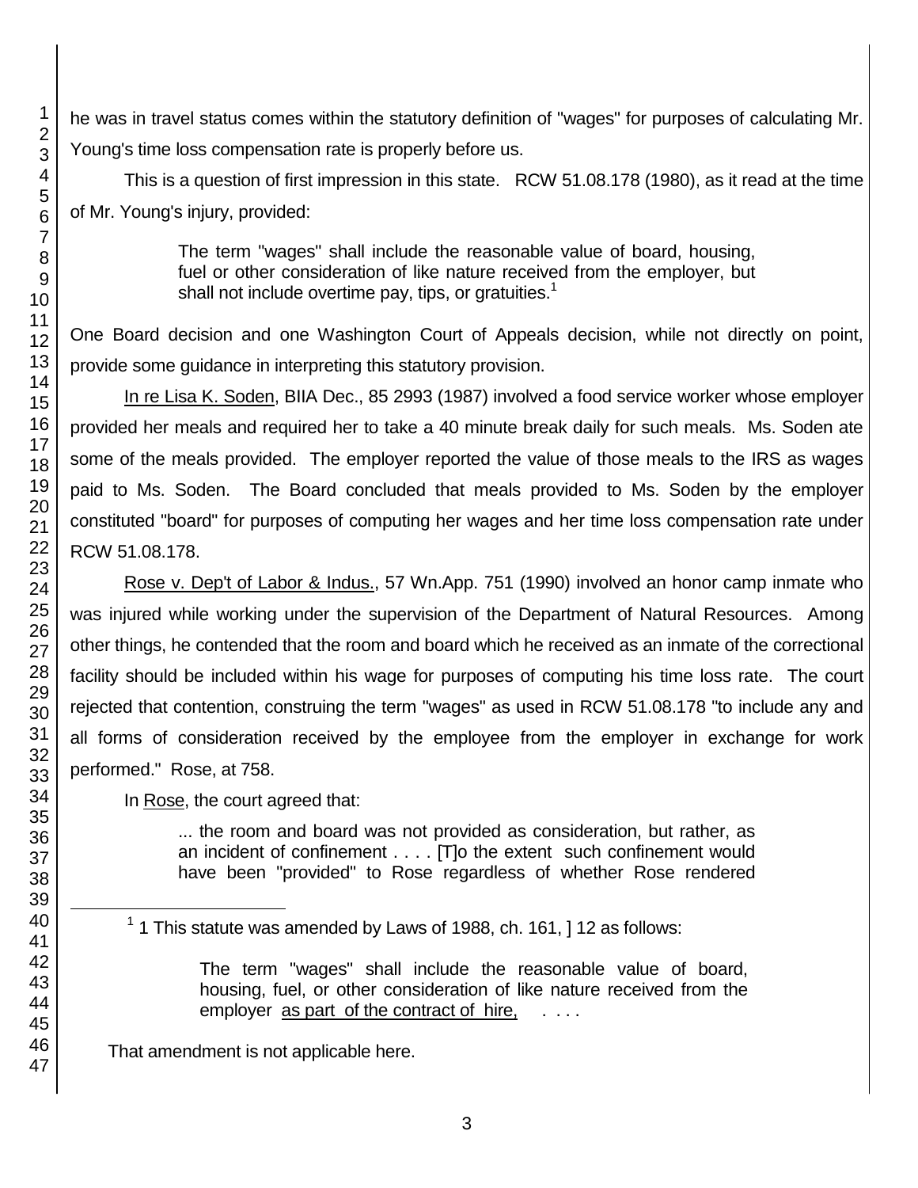he was in travel status comes within the statutory definition of "wages" for purposes of calculating Mr. Young's time loss compensation rate is properly before us.

This is a question of first impression in this state. RCW 51.08.178 (1980), as it read at the time of Mr. Young's injury, provided:

> The term "wages" shall include the reasonable value of board, housing, fuel or other consideration of like nature received from the employer, but shall not include overtime pay, tips, or gratuities.[1]

One Board decision and one Washington Court of Appeals decision, while not directly on point, provide some guidance in interpreting this statutory provision.

<u>In re Lisa K. Soden</u>, BIIA Dec., 85 2993 (1987) involved a food service worker whose employer provided her meals and required her to take a 40 minute break daily for such meals. Ms. Soden ate some of the meals provided. The employer reported the value of those meals to the IRS as wages paid to Ms. Soden. The Board concluded that meals provided to Ms. Soden by the employer constituted "board" for purposes of computing her wages and her time loss compensation rate under RCW 51.08.178.

<u>Rose v. Dep't of Labor & Indus.</u>, 57 Wn.App. 751 (1990) involved an honor camp inmate who was injured while working under the supervision of the Department of Natural Resources. Among other things, he contended that the room and board which he received as an inmate of the correctional facility should be included within his wage for purposes of computing his time loss rate. The court rejected that contention, construing the term "wages" as used in RCW 51.08.178 "to include any and all forms of consideration received by the employee from the employer in exchange for work performed." Rose, at 758.

In <u>Rose</u>, the court agreed that:

> ... the room and board was not provided as consideration, but rather, as an incident of confinement . . . . [T]o the extent such confinement would have been "provided" to Rose regardless of whether Rose rendered

---

[1] 1 This statute was amended by Laws of 1988, ch. 161, ] 12 as follows:

> The term "wages" shall include the reasonable value of board, housing, fuel, or other consideration of like nature received from the employer <u>as part of the contract of hire,</u> . . . .

That amendment is not applicable here.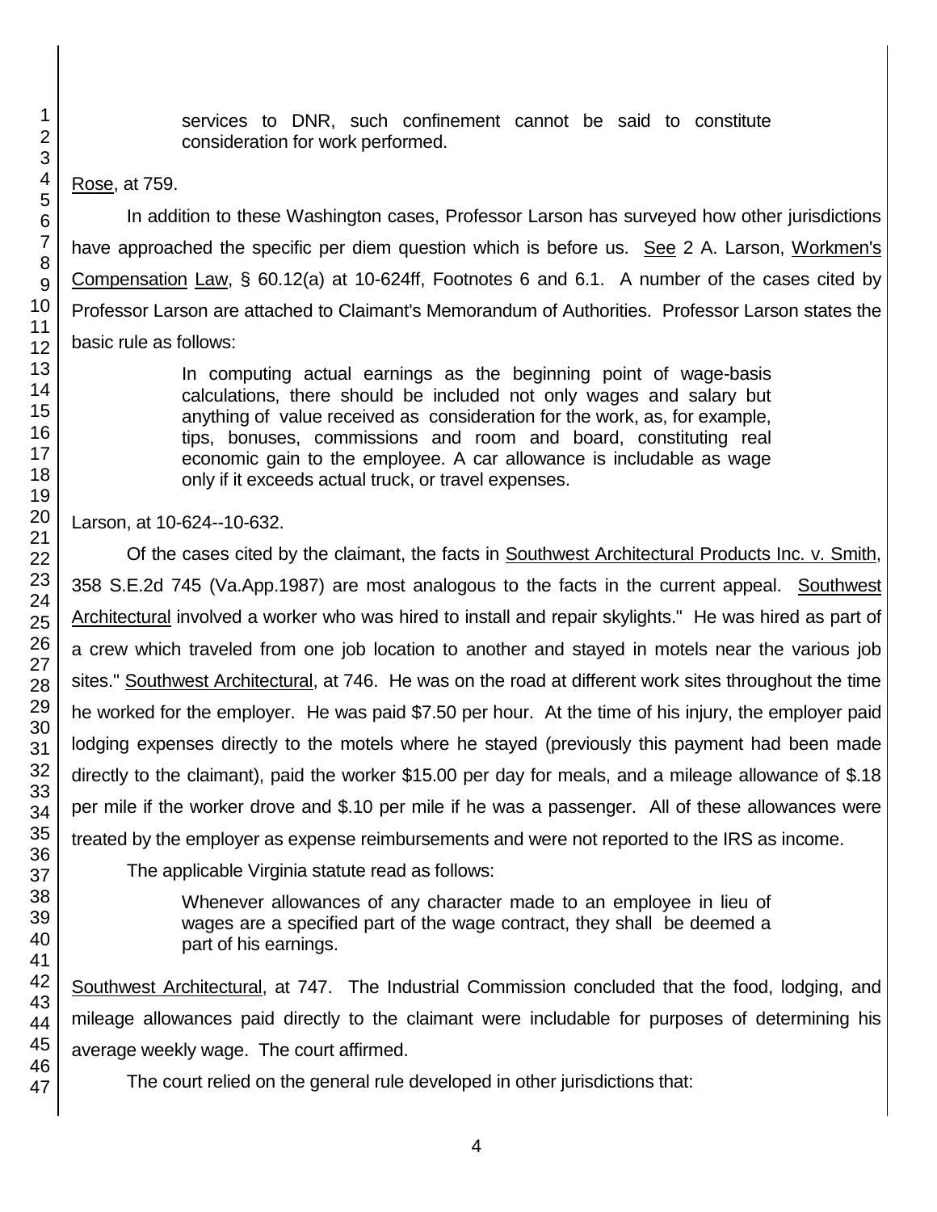> services to DNR, such confinement cannot be said to constitute consideration for work performed.

Rose, at 759.

In addition to these Washington cases, Professor Larson has surveyed how other jurisdictions have approached the specific per diem question which is before us. See 2 A. Larson, Workmen's Compensation Law, § 60.12(a) at 10-624ff, Footnotes 6 and 6.1. A number of the cases cited by Professor Larson are attached to Claimant's Memorandum of Authorities. Professor Larson states the basic rule as follows:

> In computing actual earnings as the beginning point of wage-basis calculations, there should be included not only wages and salary but anything of value received as consideration for the work, as, for example, tips, bonuses, commissions and room and board, constituting real economic gain to the employee. A car allowance is includable as wage only if it exceeds actual truck, or travel expenses.

Larson, at 10-624--10-632.

Of the cases cited by the claimant, the facts in Southwest Architectural Products Inc. v. Smith, 358 S.E.2d 745 (Va.App.1987) are most analogous to the facts in the current appeal. Southwest Architectural involved a worker who was hired to install and repair skylights." He was hired as part of a crew which traveled from one job location to another and stayed in motels near the various job sites." Southwest Architectural, at 746. He was on the road at different work sites throughout the time he worked for the employer. He was paid $7.50 per hour. At the time of his injury, the employer paid lodging expenses directly to the motels where he stayed (previously this payment had been made directly to the claimant), paid the worker $15.00 per day for meals, and a mileage allowance of $.18 per mile if the worker drove and $.10 per mile if he was a passenger. All of these allowances were treated by the employer as expense reimbursements and were not reported to the IRS as income.

The applicable Virginia statute read as follows:

> Whenever allowances of any character made to an employee in lieu of wages are a specified part of the wage contract, they shall be deemed a part of his earnings.

Southwest Architectural, at 747. The Industrial Commission concluded that the food, lodging, and mileage allowances paid directly to the claimant were includable for purposes of determining his average weekly wage. The court affirmed.

The court relied on the general rule developed in other jurisdictions that: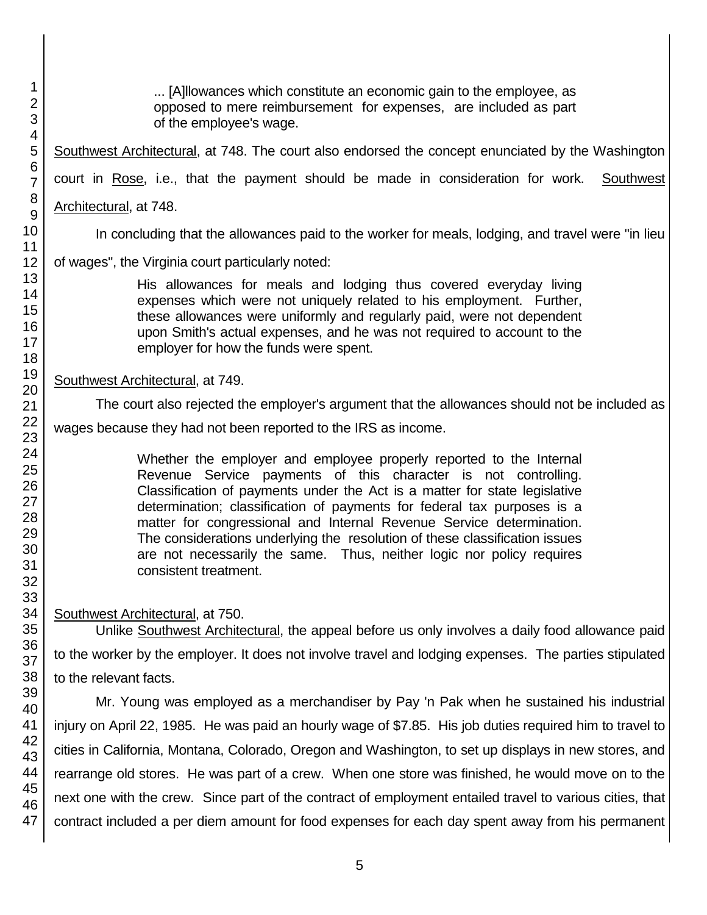> ... [A]llowances which constitute an economic gain to the employee, as opposed to mere reimbursement for expenses, are included as part of the employee's wage.

Southwest Architectural, at 748. The court also endorsed the concept enunciated by the Washington court in Rose, i.e., that the payment should be made in consideration for work. Southwest Architectural, at 748.

In concluding that the allowances paid to the worker for meals, lodging, and travel were "in lieu of wages", the Virginia court particularly noted:

> His allowances for meals and lodging thus covered everyday living expenses which were not uniquely related to his employment. Further, these allowances were uniformly and regularly paid, were not dependent upon Smith's actual expenses, and he was not required to account to the employer for how the funds were spent.

Southwest Architectural, at 749.

The court also rejected the employer's argument that the allowances should not be included as wages because they had not been reported to the IRS as income.

> Whether the employer and employee properly reported to the Internal Revenue Service payments of this character is not controlling. Classification of payments under the Act is a matter for state legislative determination; classification of payments for federal tax purposes is a matter for congressional and Internal Revenue Service determination. The considerations underlying the resolution of these classification issues are not necessarily the same. Thus, neither logic nor policy requires consistent treatment.

Southwest Architectural, at 750.

Unlike Southwest Architectural, the appeal before us only involves a daily food allowance paid to the worker by the employer. It does not involve travel and lodging expenses. The parties stipulated to the relevant facts.

Mr. Young was employed as a merchandiser by Pay 'n Pak when he sustained his industrial injury on April 22, 1985. He was paid an hourly wage of $7.85. His job duties required him to travel to cities in California, Montana, Colorado, Oregon and Washington, to set up displays in new stores, and rearrange old stores. He was part of a crew. When one store was finished, he would move on to the next one with the crew. Since part of the contract of employment entailed travel to various cities, that contract included a per diem amount for food expenses for each day spent away from his permanent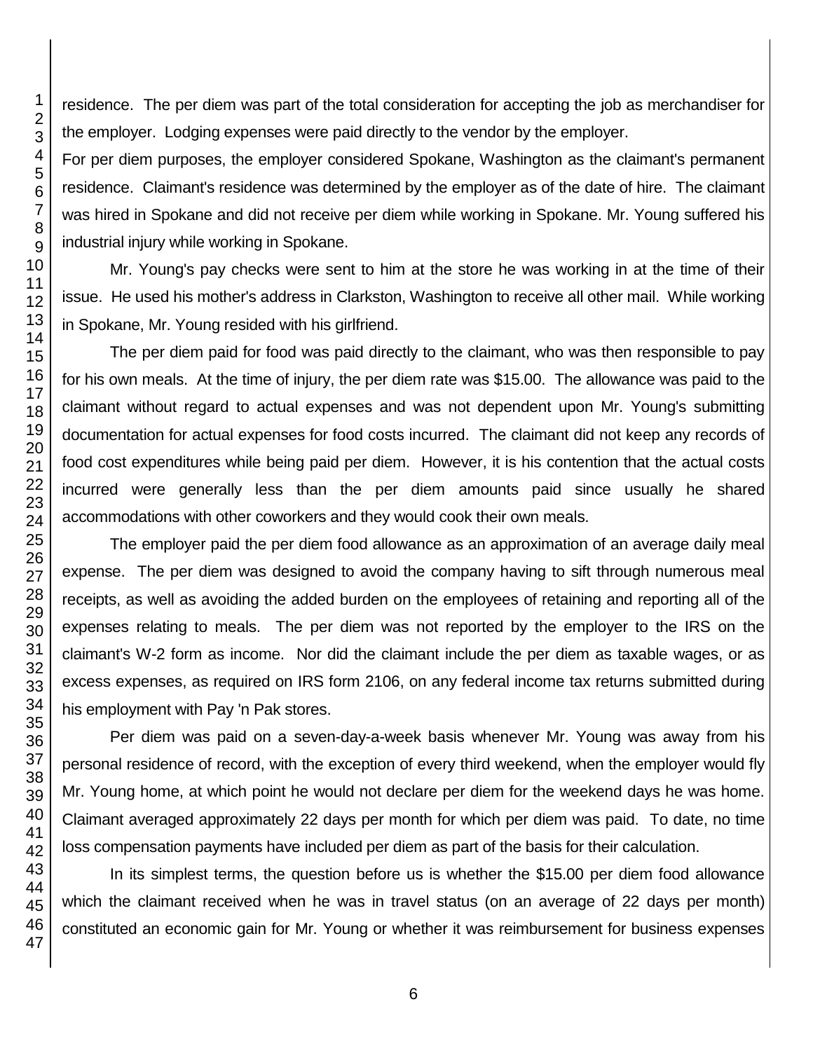residence. The per diem was part of the total consideration for accepting the job as merchandiser for the employer. Lodging expenses were paid directly to the vendor by the employer.

For per diem purposes, the employer considered Spokane, Washington as the claimant's permanent residence. Claimant's residence was determined by the employer as of the date of hire. The claimant was hired in Spokane and did not receive per diem while working in Spokane. Mr. Young suffered his industrial injury while working in Spokane.

Mr. Young's pay checks were sent to him at the store he was working in at the time of their issue. He used his mother's address in Clarkston, Washington to receive all other mail. While working in Spokane, Mr. Young resided with his girlfriend.

The per diem paid for food was paid directly to the claimant, who was then responsible to pay for his own meals. At the time of injury, the per diem rate was $15.00. The allowance was paid to the claimant without regard to actual expenses and was not dependent upon Mr. Young's submitting documentation for actual expenses for food costs incurred. The claimant did not keep any records of food cost expenditures while being paid per diem. However, it is his contention that the actual costs incurred were generally less than the per diem amounts paid since usually he shared accommodations with other coworkers and they would cook their own meals.

The employer paid the per diem food allowance as an approximation of an average daily meal expense. The per diem was designed to avoid the company having to sift through numerous meal receipts, as well as avoiding the added burden on the employees of retaining and reporting all of the expenses relating to meals. The per diem was not reported by the employer to the IRS on the claimant's W-2 form as income. Nor did the claimant include the per diem as taxable wages, or as excess expenses, as required on IRS form 2106, on any federal income tax returns submitted during his employment with Pay 'n Pak stores.

Per diem was paid on a seven-day-a-week basis whenever Mr. Young was away from his personal residence of record, with the exception of every third weekend, when the employer would fly Mr. Young home, at which point he would not declare per diem for the weekend days he was home. Claimant averaged approximately 22 days per month for which per diem was paid. To date, no time loss compensation payments have included per diem as part of the basis for their calculation.

In its simplest terms, the question before us is whether the $15.00 per diem food allowance which the claimant received when he was in travel status (on an average of 22 days per month) constituted an economic gain for Mr. Young or whether it was reimbursement for business expenses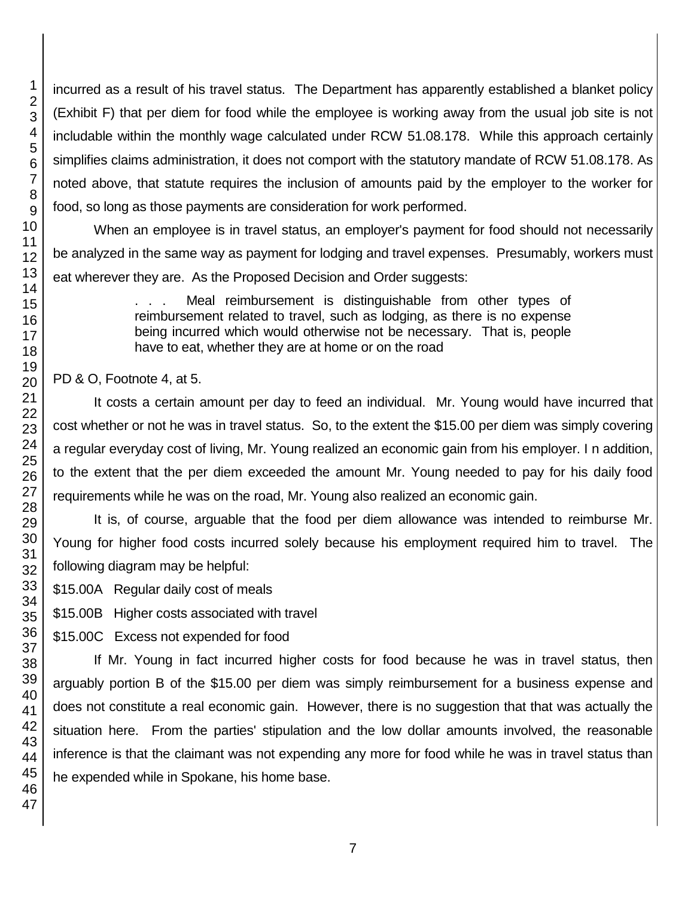incurred as a result of his travel status. The Department has apparently established a blanket policy (Exhibit F) that per diem for food while the employee is working away from the usual job site is not includable within the monthly wage calculated under RCW 51.08.178. While this approach certainly simplifies claims administration, it does not comport with the statutory mandate of RCW 51.08.178. As noted above, that statute requires the inclusion of amounts paid by the employer to the worker for food, so long as those payments are consideration for work performed.

When an employee is in travel status, an employer's payment for food should not necessarily be analyzed in the same way as payment for lodging and travel expenses. Presumably, workers must eat wherever they are. As the Proposed Decision and Order suggests:

> . . . Meal reimbursement is distinguishable from other types of reimbursement related to travel, such as lodging, as there is no expense being incurred which would otherwise not be necessary. That is, people have to eat, whether they are at home or on the road

PD & O, Footnote 4, at 5.

It costs a certain amount per day to feed an individual. Mr. Young would have incurred that cost whether or not he was in travel status. So, to the extent the $15.00 per diem was simply covering a regular everyday cost of living, Mr. Young realized an economic gain from his employer. I n addition, to the extent that the per diem exceeded the amount Mr. Young needed to pay for his daily food requirements while he was on the road, Mr. Young also realized an economic gain.

It is, of course, arguable that the food per diem allowance was intended to reimburse Mr. Young for higher food costs incurred solely because his employment required him to travel. The following diagram may be helpful:

$15.00A Regular daily cost of meals

$15.00B Higher costs associated with travel

$15.00C Excess not expended for food

If Mr. Young in fact incurred higher costs for food because he was in travel status, then arguably portion B of the $15.00 per diem was simply reimbursement for a business expense and does not constitute a real economic gain. However, there is no suggestion that that was actually the situation here. From the parties' stipulation and the low dollar amounts involved, the reasonable inference is that the claimant was not expending any more for food while he was in travel status than he expended while in Spokane, his home base.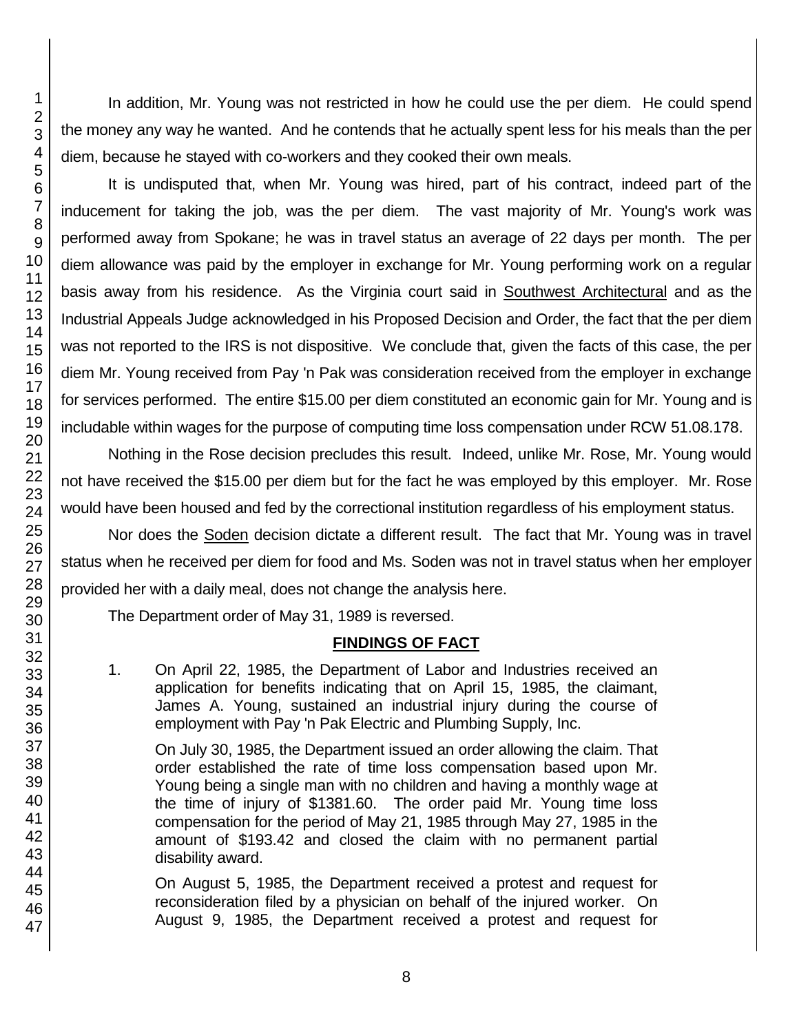In addition, Mr. Young was not restricted in how he could use the per diem. He could spend the money any way he wanted. And he contends that he actually spent less for his meals than the per diem, because he stayed with co-workers and they cooked their own meals.

It is undisputed that, when Mr. Young was hired, part of his contract, indeed part of the inducement for taking the job, was the per diem. The vast majority of Mr. Young's work was performed away from Spokane; he was in travel status an average of 22 days per month. The per diem allowance was paid by the employer in exchange for Mr. Young performing work on a regular basis away from his residence. As the Virginia court said in Southwest Architectural and as the Industrial Appeals Judge acknowledged in his Proposed Decision and Order, the fact that the per diem was not reported to the IRS is not dispositive. We conclude that, given the facts of this case, the per diem Mr. Young received from Pay 'n Pak was consideration received from the employer in exchange for services performed. The entire $15.00 per diem constituted an economic gain for Mr. Young and is includable within wages for the purpose of computing time loss compensation under RCW 51.08.178.

Nothing in the Rose decision precludes this result. Indeed, unlike Mr. Rose, Mr. Young would not have received the $15.00 per diem but for the fact he was employed by this employer. Mr. Rose would have been housed and fed by the correctional institution regardless of his employment status.

Nor does the Soden decision dictate a different result. The fact that Mr. Young was in travel status when he received per diem for food and Ms. Soden was not in travel status when her employer provided her with a daily meal, does not change the analysis here.

The Department order of May 31, 1989 is reversed.

## FINDINGS OF FACT

1. On April 22, 1985, the Department of Labor and Industries received an application for benefits indicating that on April 15, 1985, the claimant, James A. Young, sustained an industrial injury during the course of employment with Pay 'n Pak Electric and Plumbing Supply, Inc.

   On July 30, 1985, the Department issued an order allowing the claim. That order established the rate of time loss compensation based upon Mr. Young being a single man with no children and having a monthly wage at the time of injury of $1381.60. The order paid Mr. Young time loss compensation for the period of May 21, 1985 through May 27, 1985 in the amount of $193.42 and closed the claim with no permanent partial disability award.

   On August 5, 1985, the Department received a protest and request for reconsideration filed by a physician on behalf of the injured worker. On August 9, 1985, the Department received a protest and request for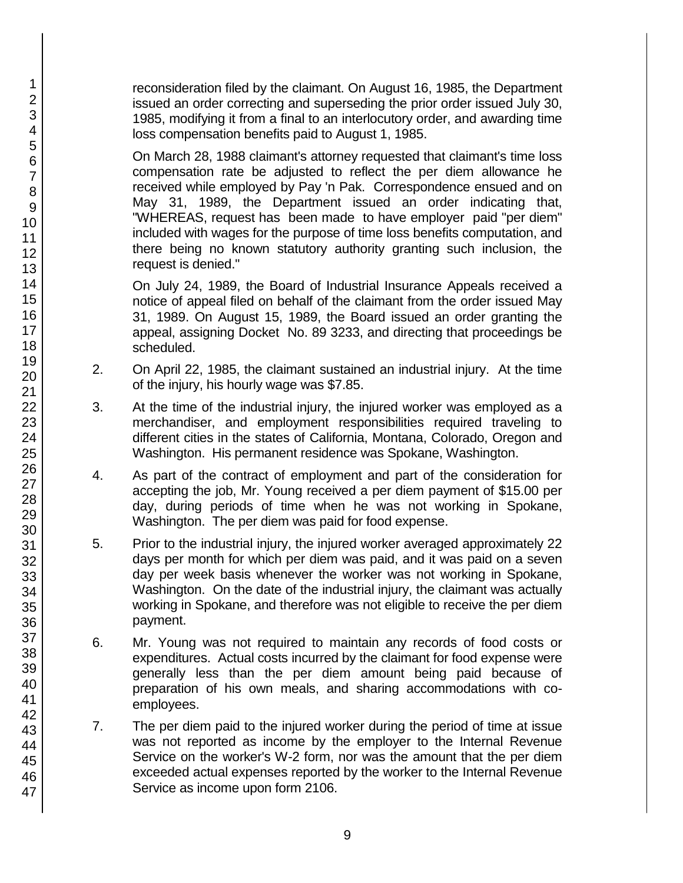reconsideration filed by the claimant. On August 16, 1985, the Department issued an order correcting and superseding the prior order issued July 30, 1985, modifying it from a final to an interlocutory order, and awarding time loss compensation benefits paid to August 1, 1985.

On March 28, 1988 claimant's attorney requested that claimant's time loss compensation rate be adjusted to reflect the per diem allowance he received while employed by Pay 'n Pak. Correspondence ensued and on May 31, 1989, the Department issued an order indicating that, "WHEREAS, request has been made to have employer paid "per diem" included with wages for the purpose of time loss benefits computation, and there being no known statutory authority granting such inclusion, the request is denied."

On July 24, 1989, the Board of Industrial Insurance Appeals received a notice of appeal filed on behalf of the claimant from the order issued May 31, 1989. On August 15, 1989, the Board issued an order granting the appeal, assigning Docket No. 89 3233, and directing that proceedings be scheduled.

2. On April 22, 1985, the claimant sustained an industrial injury. At the time of the injury, his hourly wage was $7.85.

3. At the time of the industrial injury, the injured worker was employed as a merchandiser, and employment responsibilities required traveling to different cities in the states of California, Montana, Colorado, Oregon and Washington. His permanent residence was Spokane, Washington.

4. As part of the contract of employment and part of the consideration for accepting the job, Mr. Young received a per diem payment of $15.00 per day, during periods of time when he was not working in Spokane, Washington. The per diem was paid for food expense.

5. Prior to the industrial injury, the injured worker averaged approximately 22 days per month for which per diem was paid, and it was paid on a seven day per week basis whenever the worker was not working in Spokane, Washington. On the date of the industrial injury, the claimant was actually working in Spokane, and therefore was not eligible to receive the per diem payment.

6. Mr. Young was not required to maintain any records of food costs or expenditures. Actual costs incurred by the claimant for food expense were generally less than the per diem amount being paid because of preparation of his own meals, and sharing accommodations with co-employees.

7. The per diem paid to the injured worker during the period of time at issue was not reported as income by the employer to the Internal Revenue Service on the worker's W-2 form, nor was the amount that the per diem exceeded actual expenses reported by the worker to the Internal Revenue Service as income upon form 2106.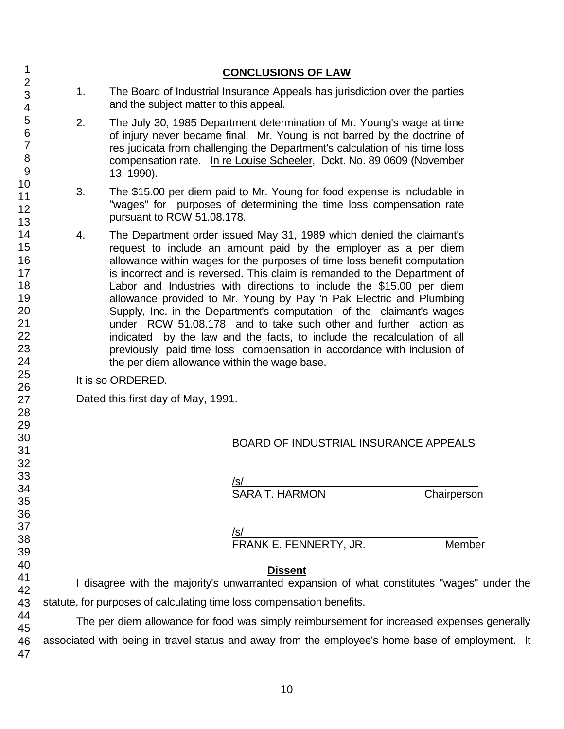## CONCLUSIONS OF LAW

1. The Board of Industrial Insurance Appeals has jurisdiction over the parties and the subject matter to this appeal.

2. The July 30, 1985 Department determination of Mr. Young's wage at time of injury never became final. Mr. Young is not barred by the doctrine of res judicata from challenging the Department's calculation of his time loss compensation rate. In re Louise Scheeler, Dckt. No. 89 0609 (November 13, 1990).

3. The $15.00 per diem paid to Mr. Young for food expense is includable in "wages" for purposes of determining the time loss compensation rate pursuant to RCW 51.08.178.

4. The Department order issued May 31, 1989 which denied the claimant's request to include an amount paid by the employer as a per diem allowance within wages for the purposes of time loss benefit computation is incorrect and is reversed. This claim is remanded to the Department of Labor and Industries with directions to include the $15.00 per diem allowance provided to Mr. Young by Pay 'n Pak Electric and Plumbing Supply, Inc. in the Department's computation of the claimant's wages under RCW 51.08.178 and to take such other and further action as indicated by the law and the facts, to include the recalculation of all previously paid time loss compensation in accordance with inclusion of the per diem allowance within the wage base.

It is so ORDERED.

Dated this first day of May, 1991.

BOARD OF INDUSTRIAL INSURANCE APPEALS

/s/
SARA T. HARMON Chairperson

/s/
FRANK E. FENNERTY, JR. Member

**Dissent**

I disagree with the majority's unwarranted expansion of what constitutes "wages" under the statute, for purposes of calculating time loss compensation benefits.

The per diem allowance for food was simply reimbursement for increased expenses generally associated with being in travel status and away from the employee's home base of employment. It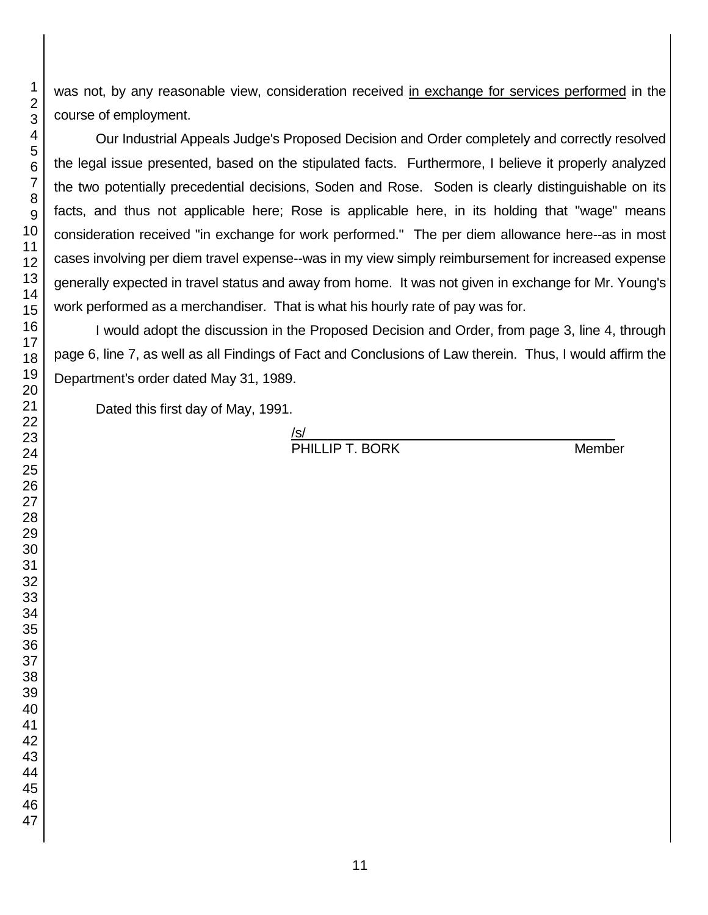was not, by any reasonable view, consideration received <u>in exchange for services performed</u> in the course of employment.

Our Industrial Appeals Judge's Proposed Decision and Order completely and correctly resolved the legal issue presented, based on the stipulated facts. Furthermore, I believe it properly analyzed the two potentially precedential decisions, Soden and Rose. Soden is clearly distinguishable on its facts, and thus not applicable here; Rose is applicable here, in its holding that "wage" means consideration received "in exchange for work performed." The per diem allowance here--as in most cases involving per diem travel expense--was in my view simply reimbursement for increased expense generally expected in travel status and away from home. It was not given in exchange for Mr. Young's work performed as a merchandiser. That is what his hourly rate of pay was for.

I would adopt the discussion in the Proposed Decision and Order, from page 3, line 4, through page 6, line 7, as well as all Findings of Fact and Conclusions of Law therein. Thus, I would affirm the Department's order dated May 31, 1989.

Dated this first day of May, 1991.

/s/
PHILLIP T. BORK Member